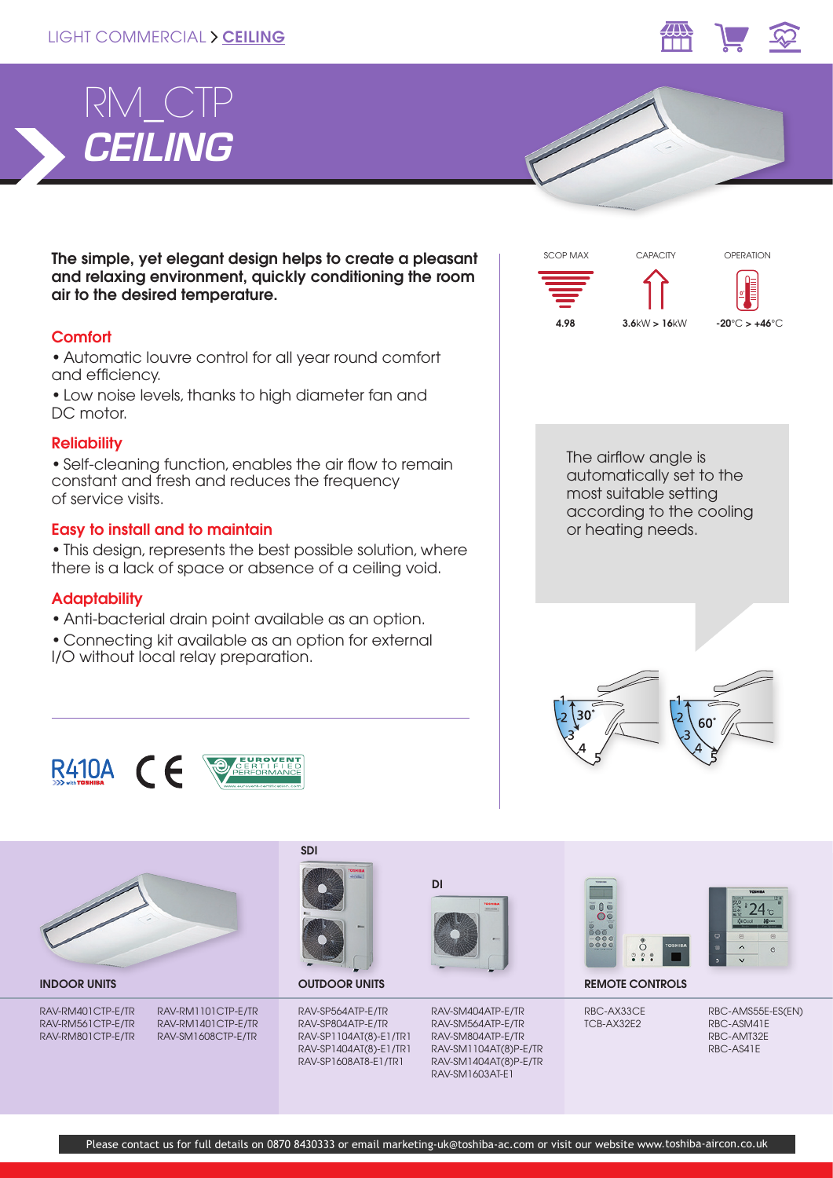LIGHT COMMERCIAL > CEILING

# RM_CTP
## *CEILING*

**The simple, yet elegant design helps to create a pleasant and relaxing environment, quickly conditioning the room air to the desired temperature.**

### Comfort

- Automatic louvre control for all year round comfort and efficiency.
- Low noise levels, thanks to high diameter fan and DC motor.

### Reliability

- Self-cleaning function, enables the air flow to remain constant and fresh and reduces the frequency of service visits.

### Easy to install and to maintain

- This design, represents the best possible solution, where there is a lack of space or absence of a ceiling void.

### Adaptability

- Anti-bacterial drain point available as an option.
- Connecting kit available as an option for external I/O without local relay preparation.

R410A with TOSHIBA

CE

EUROVENT CERTIFIED PERFORMANCE www.eurovent-certification.com

| SCOP MAX | CAPACITY | OPERATION |
|---|---|---|
| 4.98 | 3.6kW > 16kW | -20°C > +46°C |

The airflow angle is automatically set to the most suitable setting according to the cooling or heating needs.

30° 60°

| INDOOR UNITS | | OUTDOOR UNITS (SDI) | OUTDOOR UNITS (DI) | REMOTE CONTROLS | |
|---|---|---|---|---|---|
| RAV-RM401CTP-E/TR | RAV-RM1101CTP-E/TR | RAV-SP564ATP-E/TR | RAV-SM404ATP-E/TR | RBC-AX33CE | RBC-AMS55E-ES(EN) |
| RAV-RM561CTP-E/TR | RAV-RM1401CTP-E/TR | RAV-SP804ATP-E/TR | RAV-SM564ATP-E/TR | TCB-AX32E2 | RBC-ASM41E |
| RAV-RM801CTP-E/TR | RAV-SM1608CTP-E/TR | RAV-SP1104AT(8)-E1/TR1 | RAV-SM804ATP-E/TR | | RBC-AMT32E |
| | | RAV-SP1404AT(8)-E1/TR1 | RAV-SM1104AT(8)P-E/TR | | RBC-AS41E |
| | | RAV-SP1608AT8-E1/TR1 | RAV-SM1404AT(8)P-E/TR | | |
| | | | RAV-SM1603AT-E1 | | |

Please contact us for full details on 0870 8430333 or email marketing-uk@toshiba-ac.com or visit our website www.toshiba-aircon.co.uk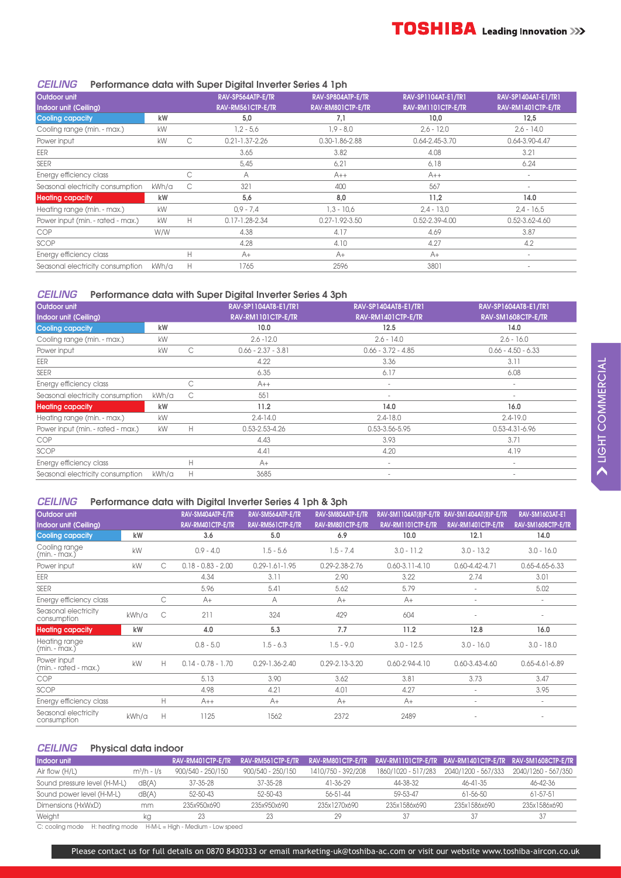## *CEILING* Performance data with Super Digital Inverter Series 4 1ph

| Outdoor unit | | | RAV-SP564ATP-E/TR | RAV-SP804ATP-E/TR | RAV-SP1104AT-E1/TR1 | RAV-SP1404AT-E1/TR1 |
|---|---|---|---|---|---|---|
| Indoor unit (Ceiling) | | | RAV-RM561CTP-E/TR | RAV-RM801CTP-E/TR | RAV-RM1101CTP-E/TR | RAV-RM1401CTP-E/TR |
| **Cooling capacity** | **kW** | | **5,0** | **7,1** | **10,0** | **12,5** |
| Cooling range (min. - max.) | kW | | 1,2 - 5,6 | 1,9 - 8,0 | 2,6 - 12,0 | 2,6 - 14,0 |
| Power input | kW | C | 0.21-1.37-2.26 | 0.30-1.86-2.88 | 0.64-2.45-3.70 | 0.64-3.90-4.47 |
| EER | | | 3,65 | 3.82 | 4.08 | 3.21 |
| SEER | | | 5,45 | 6,21 | 6,18 | 6.24 |
| Energy efficiency class | | C | A | A++ | A++ | - |
| Seasonal electricity consumption | kWh/a | C | 321 | 400 | 567 | - |
| **Heating capacity** | **kW** | | **5,6** | **8,0** | **11,2** | **14.0** |
| Heating range (min. - max.) | kW | | 0,9 - 7,4 | 1,3 - 10,6 | 2,4 - 13,0 | 2,4 - 16,5 |
| Power input (min. - rated - max.) | kW | H | 0.17-1.28-2.34 | 0.27-1.92-3.50 | 0.52-2.39-4.00 | 0.52-3.62-4.60 |
| COP | W/W | | 4.38 | 4.17 | 4.69 | 3.87 |
| SCOP | | | 4.28 | 4.10 | 4.27 | 4.2 |
| Energy efficiency class | | H | A+ | A+ | A+ | - |
| Seasonal electricity consumption | kWh/a | H | 1765 | 2596 | 3801 | - |

## *CEILING* Performance data with Super Digital Inverter Series 4 3ph

| Outdoor unit | | | RAV-SP1104AT8-E1/TR1 | RAV-SP1404AT8-E1/TR1 | RAV-SP1604AT8-E1/TR1 |
|---|---|---|---|---|---|
| Indoor unit (Ceiling) | | | RAV-RM1101CTP-E/TR | RAV-RM1401CTP-E/TR | RAV-SM1608CTP-E/TR |
| **Cooling capacity** | **kW** | | **10.0** | **12.5** | **14.0** |
| Cooling range (min. - max.) | kW | | 2.6 -12.0 | 2.6 - 14.0 | 2.6 - 16.0 |
| Power input | kW | C | 0.66 - 2.37 - 3.81 | 0.66 - 3.72 - 4.85 | 0.66 - 4.50 - 6.33 |
| EER | | | 4.22 | 3.36 | 3.11 |
| SEER | | | 6.35 | 6.17 | 6.08 |
| Energy efficiency class | | C | A++ | - | - |
| Seasonal electricity consumption | kWh/a | C | 551 | - | - |
| **Heating capacity** | **kW** | | **11.2** | **14.0** | **16.0** |
| Heating range (min. - max.) | kW | | 2.4-14.0 | 2.4-18.0 | 2.4-19.0 |
| Power input (min. - rated - max.) | kW | H | 0.53-2.53-4.26 | 0.53-3.56-5.95 | 0.53-4.31-6.96 |
| COP | | | 4.43 | 3.93 | 3.71 |
| SCOP | | | 4.41 | 4.20 | 4.19 |
| Energy efficiency class | | H | A+ | - | - |
| Seasonal electricity consumption | kWh/a | H | 3685 | - | - |

## *CEILING* Performance data with Digital Inverter Series 4 1ph & 3ph

| Outdoor unit | | | RAV-SM404ATP-E/TR | RAV-SM564ATP-E/TR | RAV-SM804ATP-E/TR | RAV-SM1104AT(8)P-E/TR | RAV-SM1404AT(8)P-E/TR | RAV-SM1603AT-E1 |
|---|---|---|---|---|---|---|---|---|
| Indoor unit (Ceiling) | | | RAV-RM401CTP-E/TR | RAV-RM561CTP-E/TR | RAV-RM801CTP-E/TR | RAV-RM1101CTP-E/TR | RAV-RM1401CTP-E/TR | RAV-SM1608CTP-E/TR |
| **Cooling capacity** | **kW** | | **3.6** | **5.0** | **6.9** | **10.0** | **12.1** | **14.0** |
| Cooling range (min. - max.) | kW | | 0.9 - 4.0 | 1.5 - 5.6 | 1.5 - 7.4 | 3.0 - 11.2 | 3.0 - 13.2 | 3.0 - 16.0 |
| Power input | kW | C | 0.18 - 0.83 - 2.00 | 0.29-1.61-1.95 | 0.29-2.38-2.76 | 0.60-3.11-4.10 | 0.60-4.42-4.71 | 0.65-4.65-6.33 |
| EER | | | 4.34 | 3.11 | 2.90 | 3.22 | 2.74 | 3.01 |
| SEER | | | 5.96 | 5.41 | 5.62 | 5.79 | - | 5.02 |
| Energy efficiency class | | C | A+ | A | A+ | A+ | - | - |
| Seasonal electricity consumption | kWh/a | C | 211 | 324 | 429 | 604 | - | - |
| **Heating capacity** | **kW** | | **4.0** | **5.3** | **7.7** | **11.2** | **12.8** | **16.0** |
| Heating range (min. - max.) | kW | | 0.8 - 5.0 | 1.5 - 6.3 | 1.5 - 9.0 | 3.0 - 12.5 | 3.0 - 16.0 | 3.0 - 18.0 |
| Power input (min. - rated - max.) | kW | H | 0.14 - 0.78 - 1.70 | 0.29-1.36-2.40 | 0.29-2.13-3.20 | 0.60-2.94-4.10 | 0.60-3.43-4.60 | 0.65-4.61-6.89 |
| COP | | | 5.13 | 3.90 | 3.62 | 3.81 | 3.73 | 3.47 |
| SCOP | | | 4.98 | 4.21 | 4.01 | 4.27 | - | 3.95 |
| Energy efficiency class | | H | A++ | A+ | A+ | A+ | - | - |
| Seasonal electricity consumption | kWh/a | H | 1125 | 1562 | 2372 | 2489 | - | - |

## *CEILING* Physical data indoor

| Indoor unit | | RAV-RM401CTP-E/TR | RAV-RM561CTP-E/TR | RAV-RM801CTP-E/TR | RAV-RM1101CTP-E/TR | RAV-RM1401CTP-E/TR | RAV-SM1608CTP-E/TR |
|---|---|---|---|---|---|---|---|
| Air flow (H/L) | m³/h - l/s | 900/540 - 250/150 | 900/540 - 250/150 | 1410/750 - 392/208 | 1860/1020 - 517/283 | 2040/1200 - 567/333 | 2040/1260 - 567/350 |
| Sound pressure level (H-M-L) | dB(A) | 37-35-28 | 37-35-28 | 41-36-29 | 44-38-32 | 46-41-35 | 46-42-36 |
| Sound power level (H-M-L) | dB(A) | 52-50-43 | 52-50-43 | 56-51-44 | 59-53-47 | 61-56-50 | 61-57-51 |
| Dimensions (HxWxD) | mm | 235x950x690 | 235x950x690 | 235x1270x690 | 235x1586x690 | 235x1586x690 | 235x1586x690 |
| Weight | kg | 23 | 23 | 29 | 37 | 37 | 37 |

C: cooling mode H: heating mode H-M-L = High - Medium - Low speed

Please contact us for full details on 0870 8430333 or email marketing-uk@toshiba-ac.com or visit our website www.toshiba-aircon.co.uk